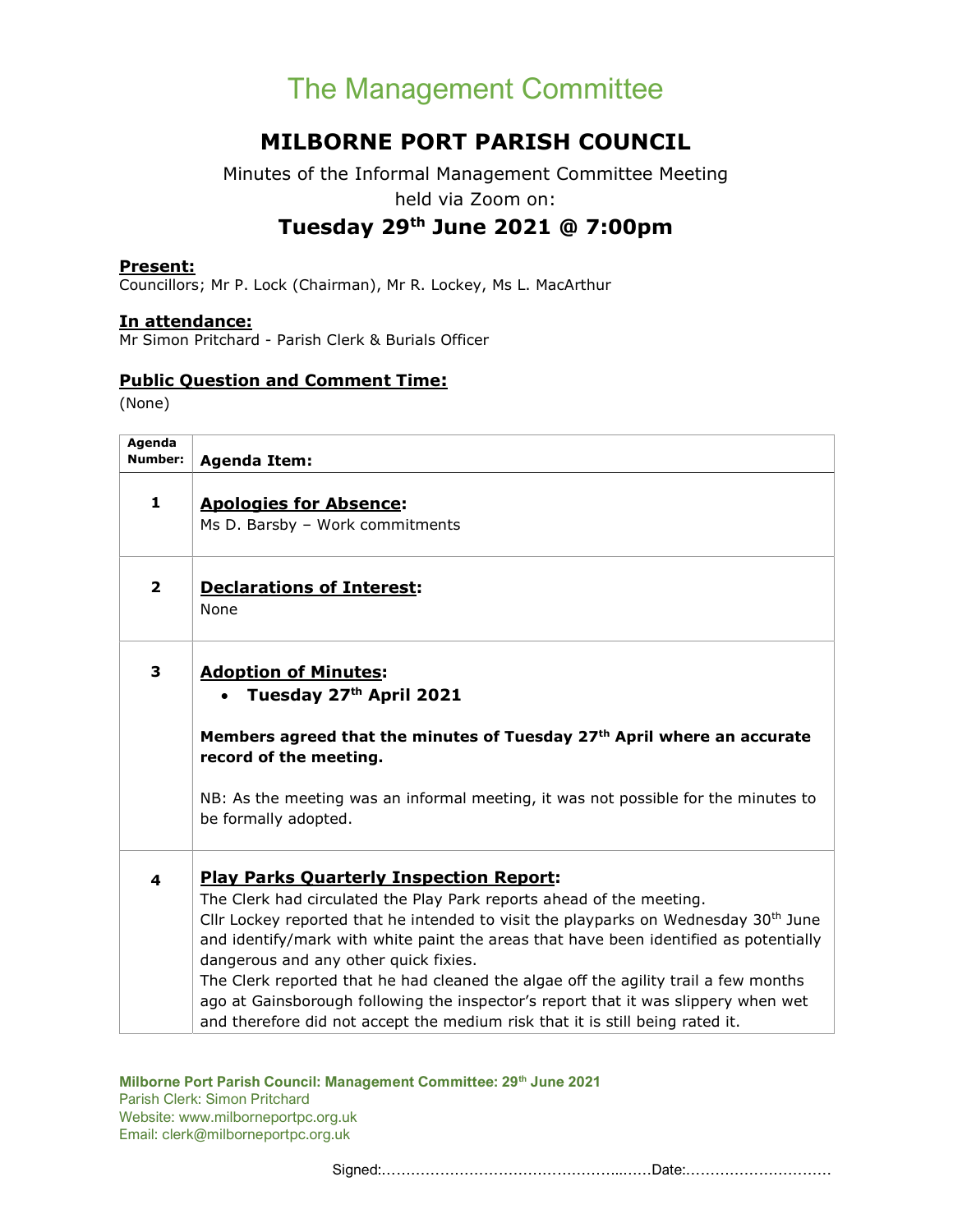# The Management Committee

## MILBORNE PORT PARISH COUNCIL

Minutes of the Informal Management Committee Meeting
held via Zoom on:

### Tuesday 29th June 2021 @ 7:00pm

**Present:**
Councillors; Mr P. Lock (Chairman), Mr R. Lockey, Ms L. MacArthur

**In attendance:**
Mr Simon Pritchard - Parish Clerk & Burials Officer

**Public Question and Comment Time:**
(None)

| Agenda Number: | Agenda Item: |
|---|---|
| 1 | **Apologies for Absence:**<br>Ms D. Barsby – Work commitments |
| 2 | **Declarations of Interest:**<br>None |
| 3 | **Adoption of Minutes:**<br>• **Tuesday 27th April 2021**<br><br>**Members agreed that the minutes of Tuesday 27th April where an accurate record of the meeting.**<br><br>NB: As the meeting was an informal meeting, it was not possible for the minutes to be formally adopted. |
| 4 | **Play Parks Quarterly Inspection Report:**<br>The Clerk had circulated the Play Park reports ahead of the meeting.<br>Cllr Lockey reported that he intended to visit the playparks on Wednesday 30th June and identify/mark with white paint the areas that have been identified as potentially dangerous and any other quick fixies.<br>The Clerk reported that he had cleaned the algae off the agility trail a few months ago at Gainsborough following the inspector's report that it was slippery when wet and therefore did not accept the medium risk that it is still being rated it. |

Signed:……………………………………………..……Date:…………………………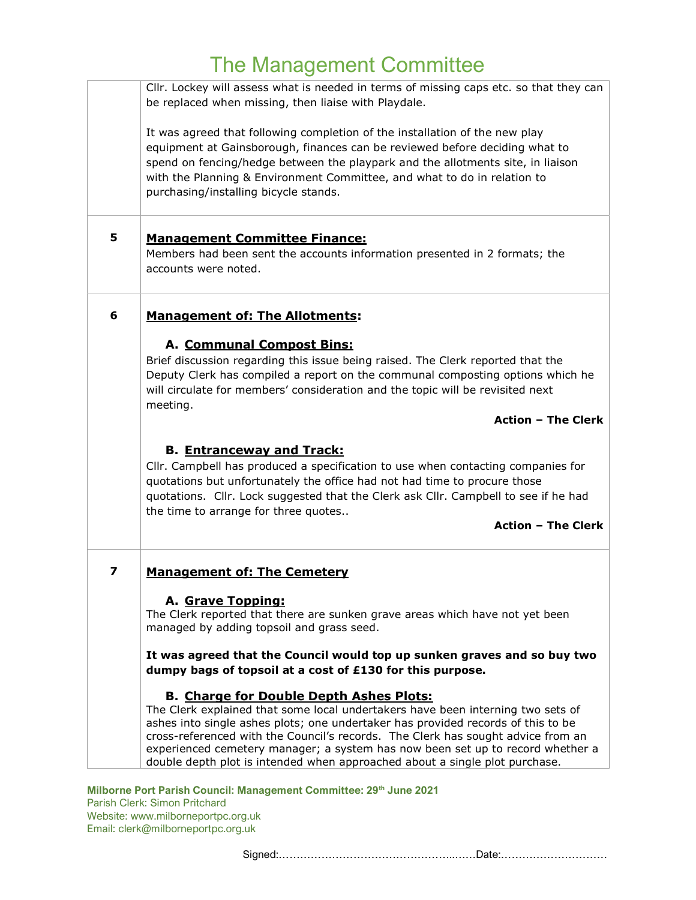Cllr. Lockey will assess what is needed in terms of missing caps etc. so that they can be replaced when missing, then liaise with Playdale.

It was agreed that following completion of the installation of the new play equipment at Gainsborough, finances can be reviewed before deciding what to spend on fencing/hedge between the playpark and the allotments site, in liaison with the Planning & Environment Committee, and what to do in relation to purchasing/installing bicycle stands.

**5** **Management Committee Finance:**

Members had been sent the accounts information presented in 2 formats; the accounts were noted.

**6** **Management of: The Allotments:**

**A. Communal Compost Bins:**

Brief discussion regarding this issue being raised. The Clerk reported that the Deputy Clerk has compiled a report on the communal composting options which he will circulate for members' consideration and the topic will be revisited next meeting.

**Action – The Clerk**

**B. Entranceway and Track:**

Cllr. Campbell has produced a specification to use when contacting companies for quotations but unfortunately the office had not had time to procure those quotations. Cllr. Lock suggested that the Clerk ask Cllr. Campbell to see if he had the time to arrange for three quotes..

**Action – The Clerk**

**7** **Management of: The Cemetery**

**A. Grave Topping:**

The Clerk reported that there are sunken grave areas which have not yet been managed by adding topsoil and grass seed.

**It was agreed that the Council would top up sunken graves and so buy two dumpy bags of topsoil at a cost of £130 for this purpose.**

**B. Charge for Double Depth Ashes Plots:**

The Clerk explained that some local undertakers have been interning two sets of ashes into single ashes plots; one undertaker has provided records of this to be cross-referenced with the Council's records. The Clerk has sought advice from an experienced cemetery manager; a system has now been set up to record whether a double depth plot is intended when approached about a single plot purchase.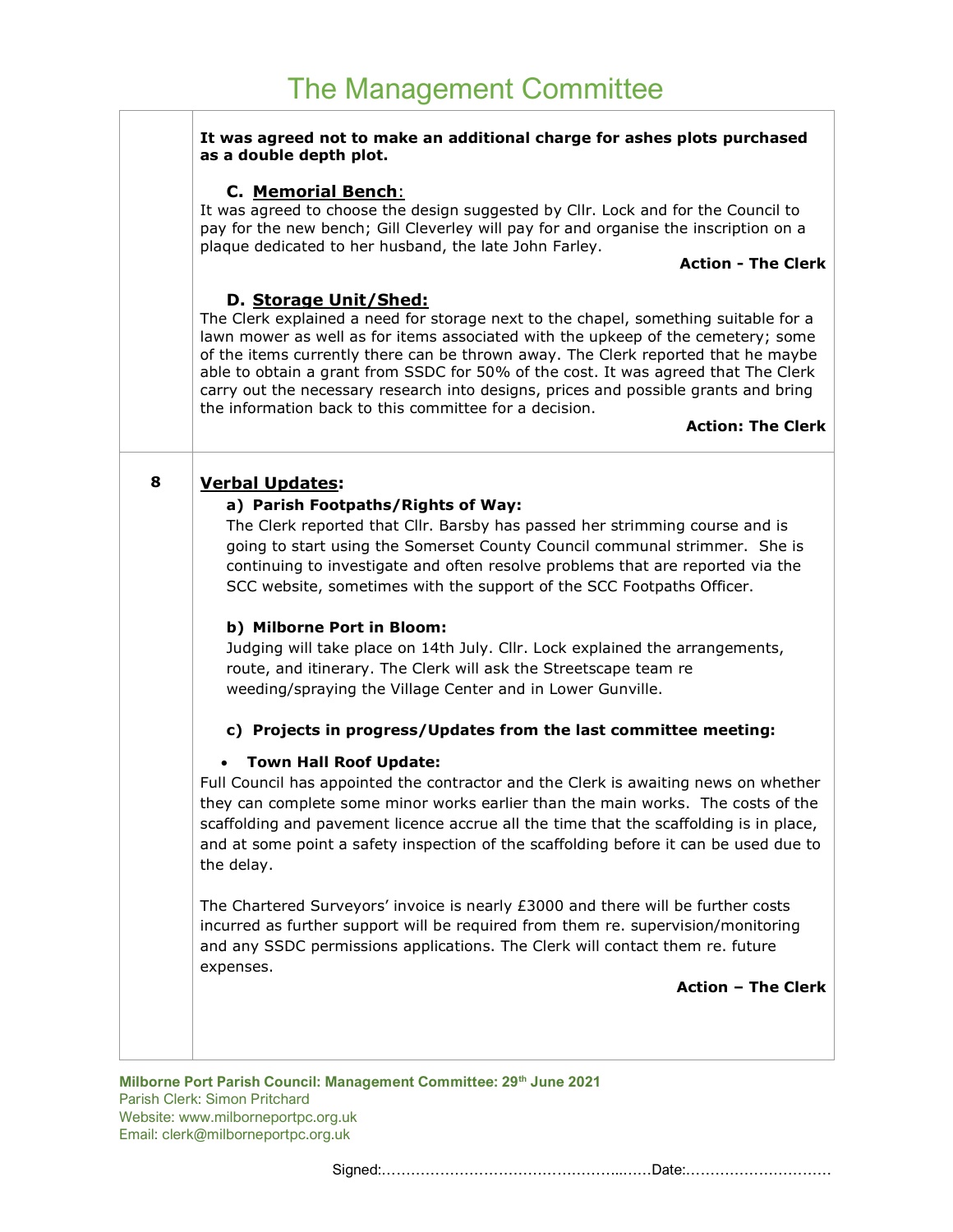# The Management Committee

| | |
|---|---|
| | **It was agreed not to make an additional charge for ashes plots purchased as a double depth plot.**<br><br>**C. Memorial Bench:**<br>It was agreed to choose the design suggested by Cllr. Lock and for the Council to pay for the new bench; Gill Cleverley will pay for and organise the inscription on a plaque dedicated to her husband, the late John Farley.<br>**Action - The Clerk**<br><br>**D. Storage Unit/Shed:**<br>The Clerk explained a need for storage next to the chapel, something suitable for a lawn mower as well as for items associated with the upkeep of the cemetery; some of the items currently there can be thrown away. The Clerk reported that he maybe able to obtain a grant from SSDC for 50% of the cost. It was agreed that The Clerk carry out the necessary research into designs, prices and possible grants and bring the information back to this committee for a decision.<br>**Action: The Clerk** |
| **8** | **Verbal Updates:**<br><br>**a) Parish Footpaths/Rights of Way:**<br>The Clerk reported that Cllr. Barsby has passed her strimming course and is going to start using the Somerset County Council communal strimmer. She is continuing to investigate and often resolve problems that are reported via the SCC website, sometimes with the support of the SCC Footpaths Officer.<br><br>**b) Milborne Port in Bloom:**<br>Judging will take place on 14th July. Cllr. Lock explained the arrangements, route, and itinerary. The Clerk will ask the Streetscape team re weeding/spraying the Village Center and in Lower Gunville.<br><br>**c) Projects in progress/Updates from the last committee meeting:**<br><br>• **Town Hall Roof Update:**<br>Full Council has appointed the contractor and the Clerk is awaiting news on whether they can complete some minor works earlier than the main works. The costs of the scaffolding and pavement licence accrue all the time that the scaffolding is in place, and at some point a safety inspection of the scaffolding before it can be used due to the delay.<br><br>The Chartered Surveyors' invoice is nearly £3000 and there will be further costs incurred as further support will be required from them re. supervision/monitoring and any SSDC permissions applications. The Clerk will contact them re. future expenses.<br>**Action – The Clerk** |

**Milborne Port Parish Council: Management Committee: 29th June 2021**
Parish Clerk: Simon Pritchard
Website: www.milborneportpc.org.uk
Email: clerk@milborneportpc.org.uk

Signed:………………………………………………Date:…………………………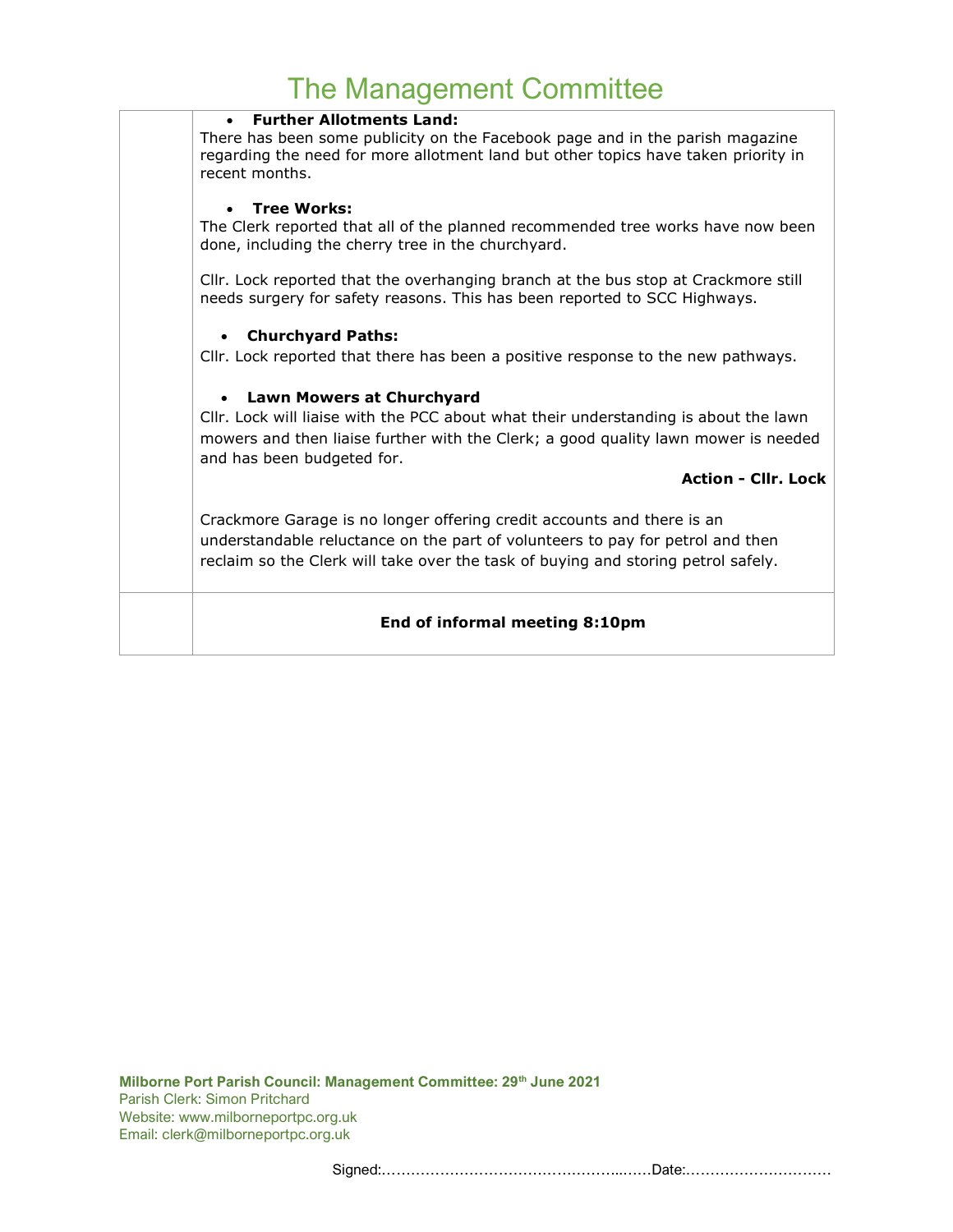# The Management Committee

| | |
|---|---|
| | • **Further Allotments Land:**<br>There has been some publicity on the Facebook page and in the parish magazine regarding the need for more allotment land but other topics have taken priority in recent months.<br><br>• **Tree Works:**<br>The Clerk reported that all of the planned recommended tree works have now been done, including the cherry tree in the churchyard.<br><br>Cllr. Lock reported that the overhanging branch at the bus stop at Crackmore still needs surgery for safety reasons. This has been reported to SCC Highways.<br><br>• **Churchyard Paths:**<br>Cllr. Lock reported that there has been a positive response to the new pathways.<br><br>• **Lawn Mowers at Churchyard**<br>Cllr. Lock will liaise with the PCC about what their understanding is about the lawn mowers and then liaise further with the Clerk; a good quality lawn mower is needed and has been budgeted for.<br><br>**Action - Cllr. Lock**<br><br>Crackmore Garage is no longer offering credit accounts and there is an understandable reluctance on the part of volunteers to pay for petrol and then reclaim so the Clerk will take over the task of buying and storing petrol safely. |
| | **End of informal meeting 8:10pm** |

**Milborne Port Parish Council: Management Committee: 29th June 2021**
Parish Clerk: Simon Pritchard
Website: www.milborneportpc.org.uk
Email: clerk@milborneportpc.org.uk

Signed:…………………………………………...……Date:…………………………